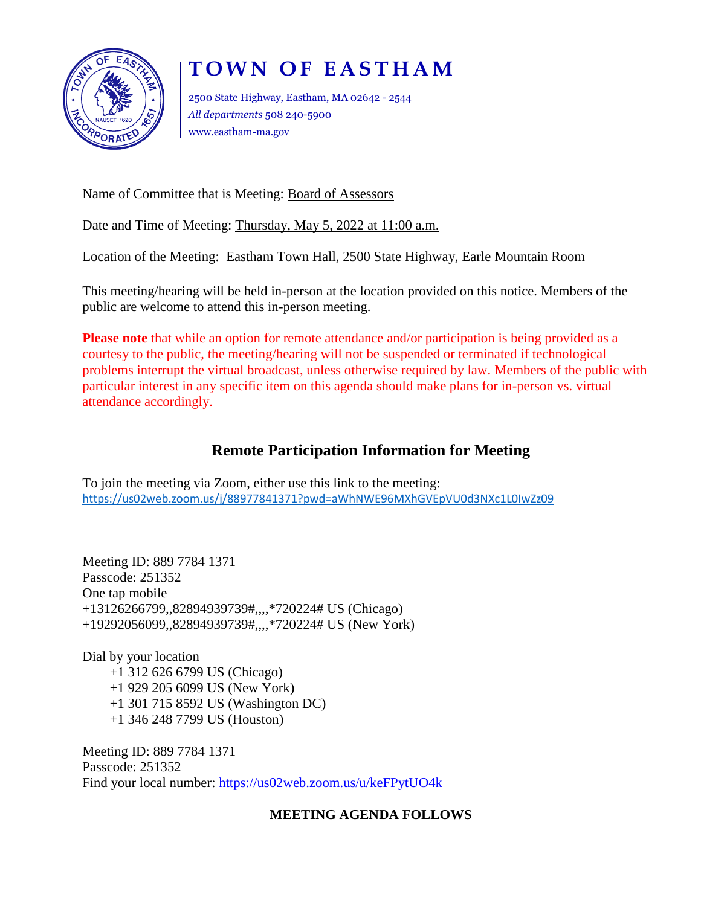# TOWN OF EASTHAM

2500 State Highway, Eastham, MA 02642 - 2544
*All departments* 508 240-5900
www.eastham-ma.gov

Name of Committee that is Meeting: Board of Assessors

Date and Time of Meeting: Thursday, May 5, 2022 at 11:00 a.m.

Location of the Meeting: Eastham Town Hall, 2500 State Highway, Earle Mountain Room

This meeting/hearing will be held in-person at the location provided on this notice. Members of the public are welcome to attend this in-person meeting.

**Please note** that while an option for remote attendance and/or participation is being provided as a courtesy to the public, the meeting/hearing will not be suspended or terminated if technological problems interrupt the virtual broadcast, unless otherwise required by law. Members of the public with particular interest in any specific item on this agenda should make plans for in-person vs. virtual attendance accordingly.

## Remote Participation Information for Meeting

To join the meeting via Zoom, either use this link to the meeting:
https://us02web.zoom.us/j/88977841371?pwd=aWhNWE96MXhGVEpVU0d3NXc1L0IwZz09

Meeting ID: 889 7784 1371
Passcode: 251352
One tap mobile
+13126266799,,82894939739#,,,,*720224# US (Chicago)
+19292056099,,82894939739#,,,,*720224# US (New York)

Dial by your location
+1 312 626 6799 US (Chicago)
+1 929 205 6099 US (New York)
+1 301 715 8592 US (Washington DC)
+1 346 248 7799 US (Houston)

Meeting ID: 889 7784 1371
Passcode: 251352
Find your local number: https://us02web.zoom.us/u/keFPytUO4k

**MEETING AGENDA FOLLOWS**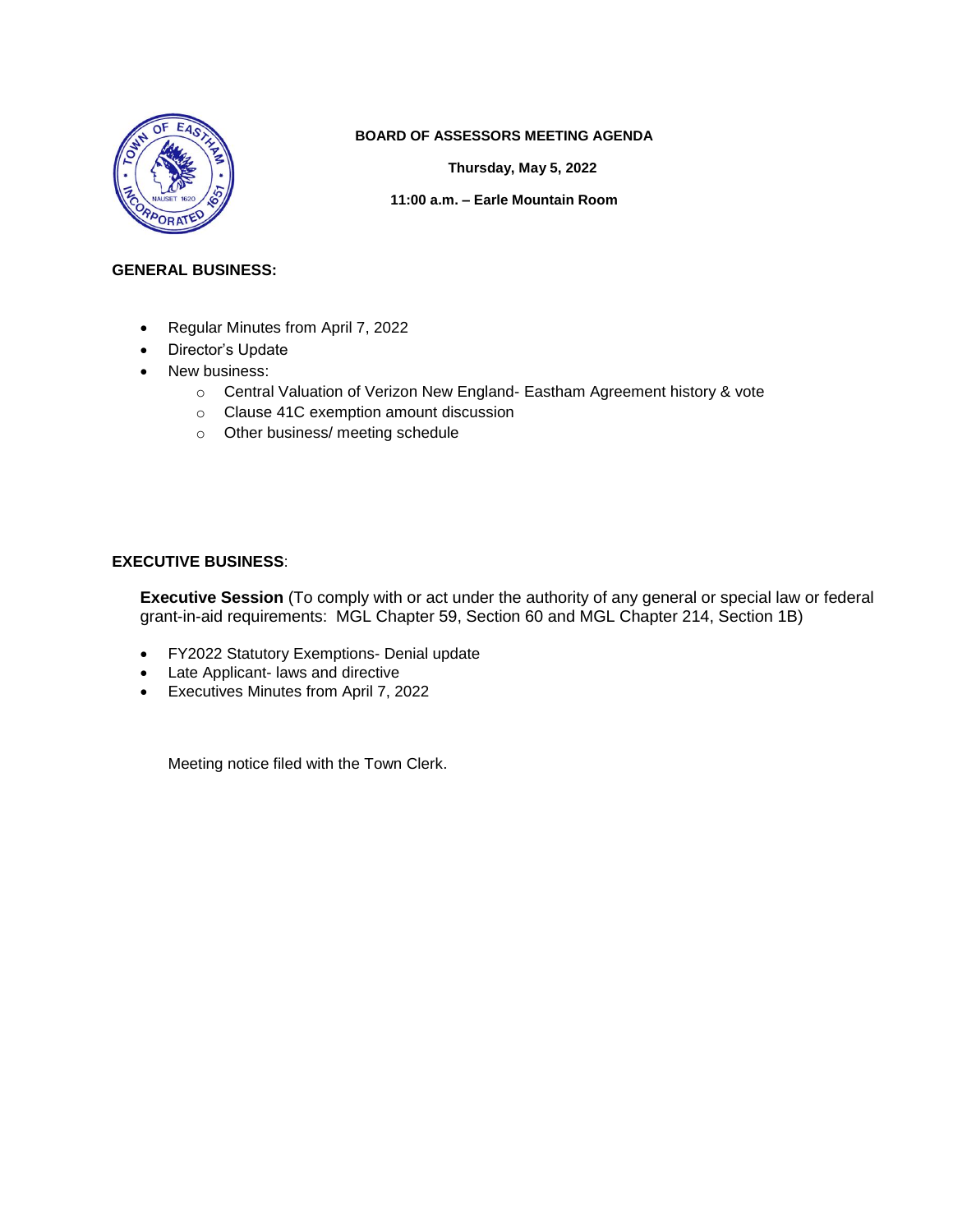**BOARD OF ASSESSORS MEETING AGENDA**

**Thursday, May 5, 2022**

**11:00 a.m. – Earle Mountain Room**

**GENERAL BUSINESS:**

- Regular Minutes from April 7, 2022
- Director's Update
- New business:
  - Central Valuation of Verizon New England- Eastham Agreement history & vote
  - Clause 41C exemption amount discussion
  - Other business/ meeting schedule

**EXECUTIVE BUSINESS**:

**Executive Session** (To comply with or act under the authority of any general or special law or federal grant-in-aid requirements: MGL Chapter 59, Section 60 and MGL Chapter 214, Section 1B)

- FY2022 Statutory Exemptions- Denial update
- Late Applicant- laws and directive
- Executives Minutes from April 7, 2022

Meeting notice filed with the Town Clerk.